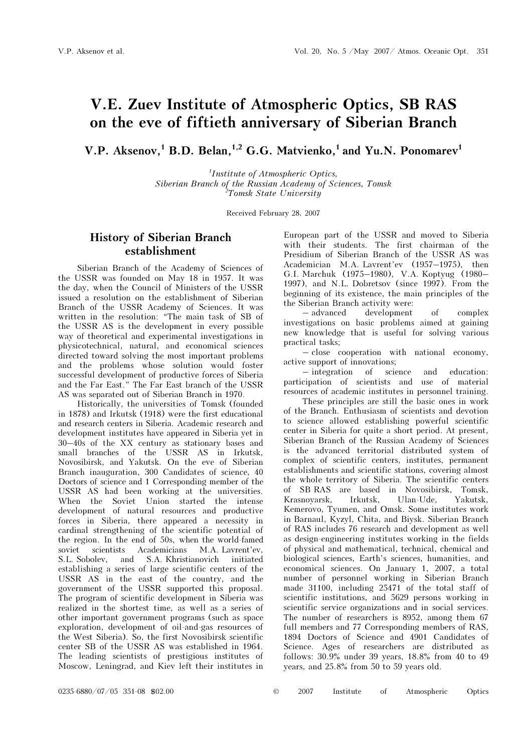# V.E. Zuev Institute of Atmospheric Optics, SB RAS on the eve of fiftieth anniversary of Siberian Branch

**V.P. Aksenov,[1] B.D. Belan,[1,2] G.G. Matvienko,[1] and Yu.N. Ponomarev[1]**

[1]*Institute of Atmospheric Optics, Siberian Branch of the Russian Academy of Sciences, Tomsk*
[2]*Tomsk State University*

Received February 28, 2007

## History of Siberian Branch establishment

Siberian Branch of the Academy of Sciences of the USSR was founded on May 18 in 1957. It was the day, when the Council of Ministers of the USSR issued a resolution on the establishment of Siberian Branch of the USSR Academy of Sciences. It was written in the resolution: "The main task of SB of the USSR AS is the development in every possible way of theoretical and experimental investigations in physicotechnical, natural, and economical sciences directed toward solving the most important problems and the problems whose solution would foster successful development of productive forces of Siberia and the Far East." The Far East branch of the USSR AS was separated out of Siberian Branch in 1970.

Historically, the universities of Tomsk (founded in 1878) and Irkutsk (1918) were the first educational and research centers in Siberia. Academic research and development institutes have appeared in Siberia yet in 30–40s of the XX century as stationary bases and small branches of the USSR AS in Irkutsk, Novosibirsk, and Yakutsk. On the eve of Siberian Branch inauguration, 300 Candidates of science, 40 Doctors of science and 1 Corresponding member of the USSR AS had been working at the universities. When the Soviet Union started the intense development of natural resources and productive forces in Siberia, there appeared a necessity in cardinal strengthening of the scientific potential of the region. In the end of 50s, when the world-famed soviet scientists Academicians M.A. Lavrent'ev, S.L. Sobolev, and S.A. Khristianovich initiated establishing a series of large scientific centers of the USSR AS in the east of the country, and the government of the USSR supported this proposal. The program of scientific development in Siberia was realized in the shortest time, as well as a series of other important government programs (such as space exploration, development of oil-and-gas resources of the West Siberia). So, the first Novosibirsk scientific center SB of the USSR AS was established in 1964. The leading scientists of prestigious institutes of Moscow, Leningrad, and Kiev left their institutes in European part of the USSR and moved to Siberia with their students. The first chairman of the Presidium of Siberian Branch of the USSR AS was Academician M.A. Lavrent'ev (1957–1975), then G.I. Marchuk (1975–1980), V.A. Koptyug (1980–1997), and N.L. Dobretsov (since 1997). From the beginning of its existence, the main principles of the the Siberian Branch activity were:

– advanced development of complex investigations on basic problems aimed at gaining new knowledge that is useful for solving various practical tasks;

– close cooperation with national economy, active support of innovations;

– integration of science and education: participation of scientists and use of material resources of academic institutes in personnel training.

These principles are still the basic ones in work of the Branch. Enthusiasm of scientists and devotion to science allowed establishing powerful scientific center in Siberia for quite a short period. At present, Siberian Branch of the Russian Academy of Sciences is the advanced territorial distributed system of complex of scientific centers, institutes, permanent establishments and scientific stations, covering almost the whole territory of Siberia. The scientific centers of SB RAS are based in Novosibirsk, Tomsk, Krasnoyarsk, Irkutsk, Ulan-Ude, Yakutsk, Kemerovo, Tyumen, and Omsk. Some institutes work in Barnaul, Kyzyl, Chita, and Biysk. Siberian Branch of RAS includes 76 research and development as well as design-engineering institutes working in the fields of physical and mathematical, technical, chemical and biological sciences, Earth's sciences, humanities, and economical sciences. On January 1, 2007, a total number of personnel working in Siberian Branch made 31100, including 25471 of the total staff of scientific institutions, and 5629 persons working in scientific service organizations and in social services. The number of researchers is 8952, among them 67 full members and 77 Corresponding members of RAS, 1894 Doctors of Science and 4901 Candidates of Science. Ages of researchers are distributed as follows: 30.9% under 39 years, 18.8% from 40 to 49 years, and 25.8% from 50 to 59 years old.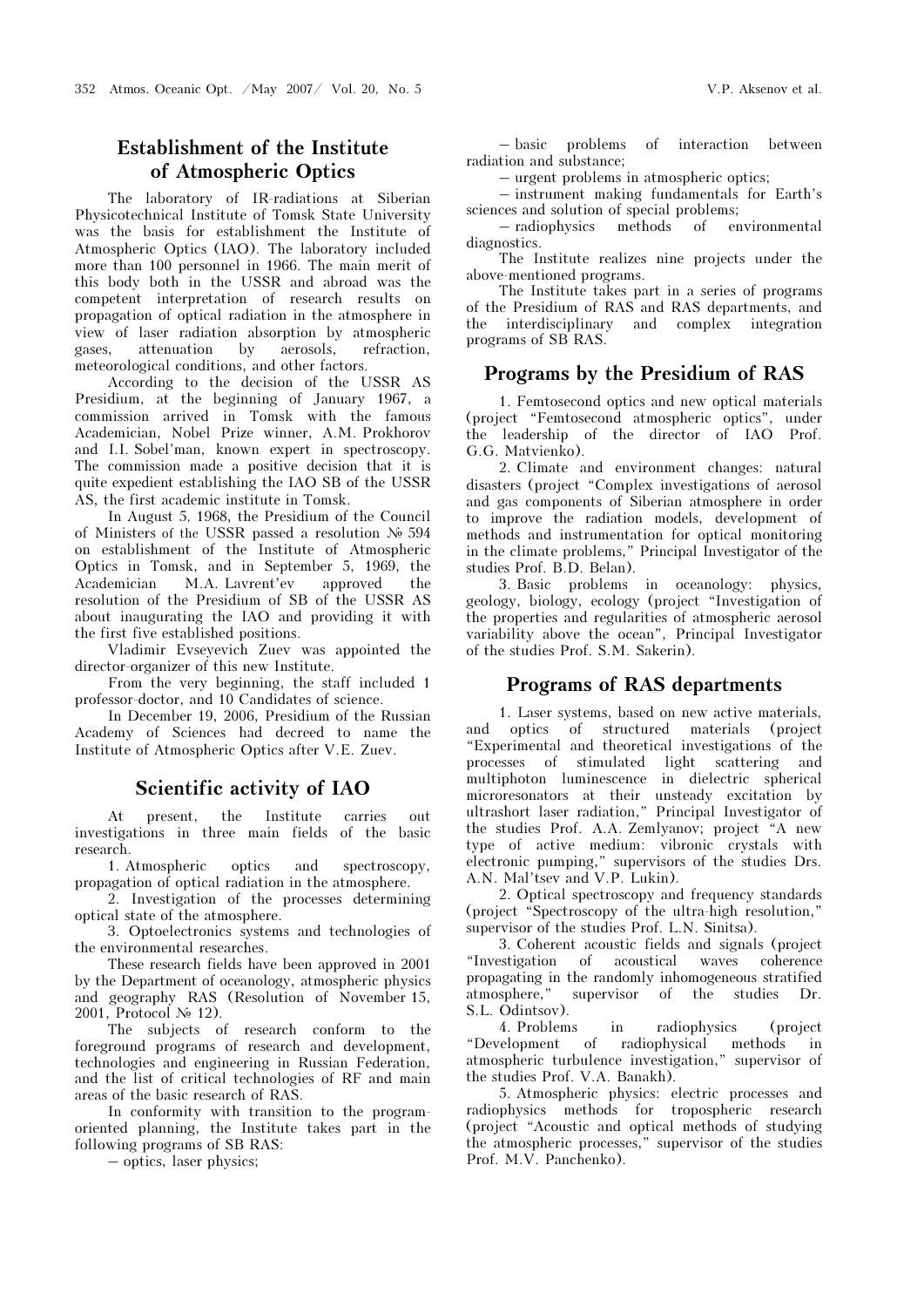## Establishment of the Institute of Atmospheric Optics

The laboratory of IR-radiations at Siberian Physicotechnical Institute of Tomsk State University was the basis for establishment the Institute of Atmospheric Optics (IAO). The laboratory included more than 100 personnel in 1966. The main merit of this body both in the USSR and abroad was the competent interpretation of research results on propagation of optical radiation in the atmosphere in view of laser radiation absorption by atmospheric gases, attenuation by aerosols, refraction, meteorological conditions, and other factors.

According to the decision of the USSR AS Presidium, at the beginning of January 1967, a commission arrived in Tomsk with the famous Academician, Nobel Prize winner, A.M. Prokhorov and I.I. Sobel'man, known expert in spectroscopy. The commission made a positive decision that it is quite expedient establishing the IAO SB of the USSR AS, the first academic institute in Tomsk.

In August 5, 1968, the Presidium of the Council of Ministers of the USSR passed a resolution № 594 on establishment of the Institute of Atmospheric Optics in Tomsk, and in September 5, 1969, the Academician M.A. Lavrent'ev approved the resolution of the Presidium of SB of the USSR AS about inaugurating the IAO and providing it with the first five established positions.

Vladimir Evseyevich Zuev was appointed the director-organizer of this new Institute.

From the very beginning, the staff included 1 professor-doctor, and 10 Candidates of science.

In December 19, 2006, Presidium of the Russian Academy of Sciences had decreed to name the Institute of Atmospheric Optics after V.E. Zuev.

## Scientific activity of IAO

At present, the Institute carries out investigations in three main fields of the basic research.

1. Atmospheric optics and spectroscopy, propagation of optical radiation in the atmosphere.
2. Investigation of the processes determining optical state of the atmosphere.
3. Optoelectronics systems and technologies of the environmental researches.

These research fields have been approved in 2001 by the Department of oceanology, atmospheric physics and geography RAS (Resolution of November 15, 2001, Protocol № 12).

The subjects of research conform to the foreground programs of research and development, technologies and engineering in Russian Federation, and the list of critical technologies of RF and main areas of the basic research of RAS.

In conformity with transition to the program-oriented planning, the Institute takes part in the following programs of SB RAS:

– optics, laser physics;

– basic problems of interaction between radiation and substance;

– urgent problems in atmospheric optics;

– instrument making fundamentals for Earth's sciences and solution of special problems;

– radiophysics methods of environmental diagnostics.

The Institute realizes nine projects under the above-mentioned programs.

The Institute takes part in a series of programs of the Presidium of RAS and RAS departments, and the interdisciplinary and complex integration programs of SB RAS.

## Programs by the Presidium of RAS

1. Femtosecond optics and new optical materials (project "Femtosecond atmospheric optics", under the leadership of the director of IAO Prof. G.G. Matvienko).
2. Climate and environment changes: natural disasters (project "Complex investigations of aerosol and gas components of Siberian atmosphere in order to improve the radiation models, development of methods and instrumentation for optical monitoring in the climate problems," Principal Investigator of the studies Prof. B.D. Belan).
3. Basic problems in oceanology: physics, geology, biology, ecology (project "Investigation of the properties and regularities of atmospheric aerosol variability above the ocean", Principal Investigator of the studies Prof. S.M. Sakerin).

## Programs of RAS departments

1. Laser systems, based on new active materials, and optics of structured materials (project "Experimental and theoretical investigations of the processes of stimulated light scattering and multiphoton luminescence in dielectric spherical microresonators at their unsteady excitation by ultrashort laser radiation," Principal Investigator of the studies Prof. A.A. Zemlyanov; project "A new type of active medium: vibronic crystals with electronic pumping," supervisors of the studies Drs. A.N. Mal'tsev and V.P. Lukin).
2. Optical spectroscopy and frequency standards (project "Spectroscopy of the ultra-high resolution," supervisor of the studies Prof. L.N. Sinitsa).
3. Coherent acoustic fields and signals (project "Investigation of acoustical waves coherence propagating in the randomly inhomogeneous stratified atmosphere," supervisor of the studies Dr. S.L. Odintsov).
4. Problems in radiophysics (project "Development of radiophysical methods in atmospheric turbulence investigation," supervisor of the studies Prof. V.A. Banakh).
5. Atmospheric physics: electric processes and radiophysics methods for tropospheric research (project "Acoustic and optical methods of studying the atmospheric processes," supervisor of the studies Prof. M.V. Panchenko).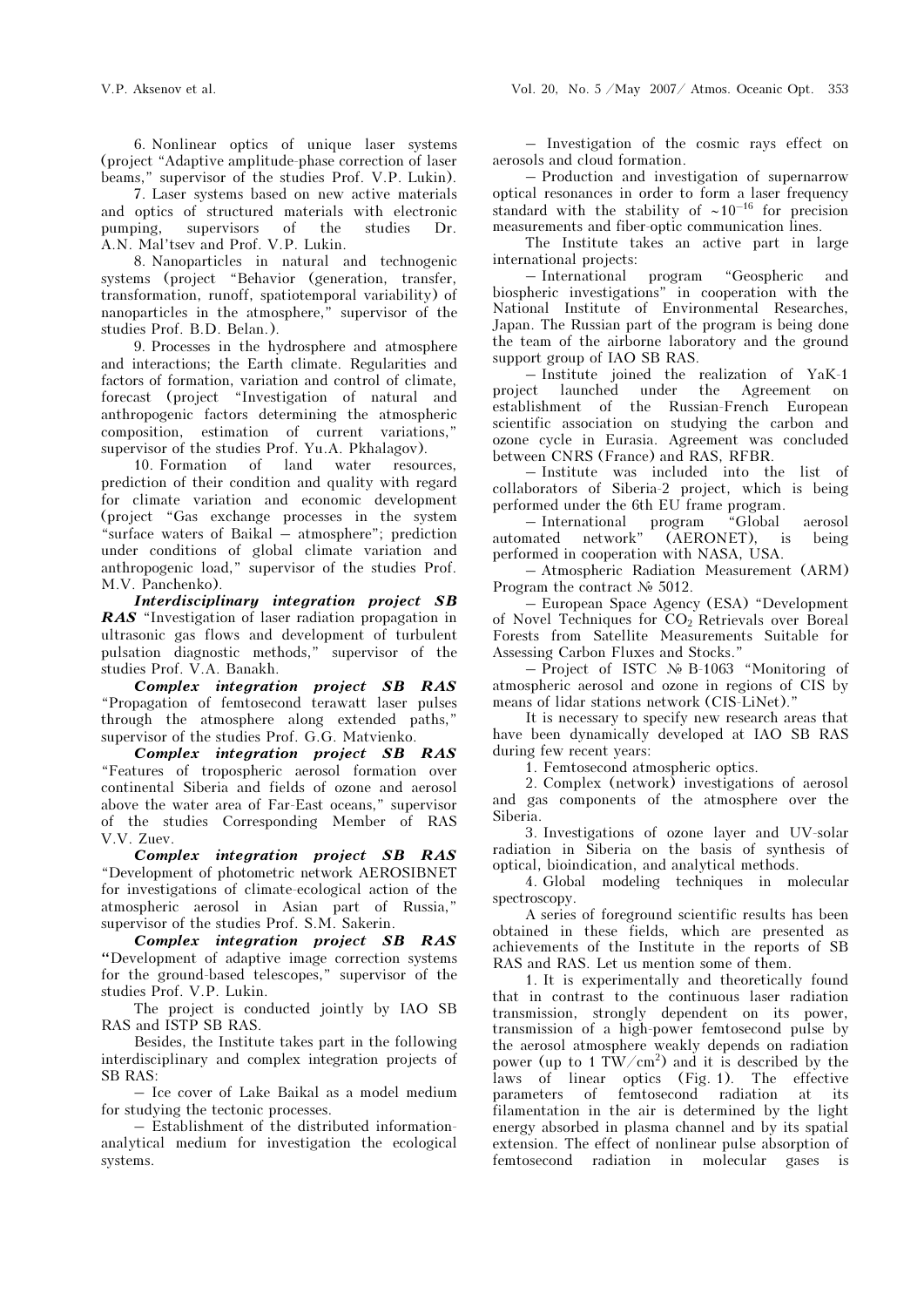6. Nonlinear optics of unique laser systems (project "Adaptive amplitude-phase correction of laser beams," supervisor of the studies Prof. V.P. Lukin).

7. Laser systems based on new active materials and optics of structured materials with electronic pumping, supervisors of the studies Dr. A.N. Mal'tsev and Prof. V.P. Lukin.

8. Nanoparticles in natural and technogenic systems (project "Behavior (generation, transfer, transformation, runoff, spatiotemporal variability) of nanoparticles in the atmosphere," supervisor of the studies Prof. B.D. Belan.).

9. Processes in the hydrosphere and atmosphere and interactions; the Earth climate. Regularities and factors of formation, variation and control of climate, forecast (project "Investigation of natural and anthropogenic factors determining the atmospheric composition, estimation of current variations," supervisor of the studies Prof. Yu.A. Pkhalagov).

10. Formation of land water resources, prediction of their condition and quality with regard for climate variation and economic development (project "Gas exchange processes in the system "surface waters of Baikal – atmosphere"; prediction under conditions of global climate variation and anthropogenic load," supervisor of the studies Prof. M.V. Panchenko).

***Interdisciplinary integration project SB RAS*** "Investigation of laser radiation propagation in ultrasonic gas flows and development of turbulent pulsation diagnostic methods," supervisor of the studies Prof. V.A. Banakh.

***Complex integration project SB RAS*** "Propagation of femtosecond terawatt laser pulses through the atmosphere along extended paths," supervisor of the studies Prof. G.G. Matvienko.

***Complex integration project SB RAS*** "Features of tropospheric aerosol formation over continental Siberia and fields of ozone and aerosol above the water area of Far-East oceans," supervisor of the studies Corresponding Member of RAS V.V. Zuev.

***Complex integration project SB RAS*** "Development of photometric network AEROSIBNET for investigations of climate-ecological action of the atmospheric aerosol in Asian part of Russia," supervisor of the studies Prof. S.M. Sakerin.

***Complex integration project SB RAS*** "Development of adaptive image correction systems for the ground-based telescopes," supervisor of the studies Prof. V.P. Lukin.

The project is conducted jointly by IAO SB RAS and ISTP SB RAS.

Besides, the Institute takes part in the following interdisciplinary and complex integration projects of SB RAS:

– Ice cover of Lake Baikal as a model medium for studying the tectonic processes.

– Establishment of the distributed information-analytical medium for investigation the ecological systems.

– Investigation of the cosmic rays effect on aerosols and cloud formation.

– Production and investigation of supernarrow optical resonances in order to form a laser frequency standard with the stability of $\sim 10^{-16}$ for precision measurements and fiber-optic communication lines.

The Institute takes an active part in large international projects:

– International program "Geospheric and biospheric investigations" in cooperation with the National Institute of Environmental Researches, Japan. The Russian part of the program is being done the team of the airborne laboratory and the ground support group of IAO SB RAS.

– Institute joined the realization of YaK-1 project launched under the Agreement on establishment of the Russian-French European scientific association on studying the carbon and ozone cycle in Eurasia. Agreement was concluded between CNRS (France) and RAS, RFBR.

– Institute was included into the list of collaborators of Siberia-2 project, which is being performed under the 6th EU frame program.

– International program "Global aerosol automated network" (AERONET), is being performed in cooperation with NASA, USA.

– Atmospheric Radiation Measurement (ARM) Program the contract № 5012.

– European Space Agency (ESA) "Development of Novel Techniques for $CO_2$ Retrievals over Boreal Forests from Satellite Measurements Suitable for Assessing Carbon Fluxes and Stocks."

– Project of ISTC № B-1063 "Monitoring of atmospheric aerosol and ozone in regions of CIS by means of lidar stations network (CIS-LiNet)."

It is necessary to specify new research areas that have been dynamically developed at IAO SB RAS during few recent years:

1. Femtosecond atmospheric optics.

2. Complex (network) investigations of aerosol and gas components of the atmosphere over the Siberia.

3. Investigations of ozone layer and UV-solar radiation in Siberia on the basis of synthesis of optical, bioindication, and analytical methods.

4. Global modeling techniques in molecular spectroscopy.

A series of foreground scientific results has been obtained in these fields, which are presented as achievements of the Institute in the reports of SB RAS and RAS. Let us mention some of them.

1. It is experimentally and theoretically found that in contrast to the continuous laser radiation transmission, strongly dependent on its power, transmission of a high-power femtosecond pulse by the aerosol atmosphere weakly depends on radiation power (up to 1 TW/cm$^2$) and it is described by the laws of linear optics (Fig. 1). The effective parameters of femtosecond radiation at its filamentation in the air is determined by the light energy absorbed in plasma channel and by its spatial extension. The effect of nonlinear pulse absorption of femtosecond radiation in molecular gases is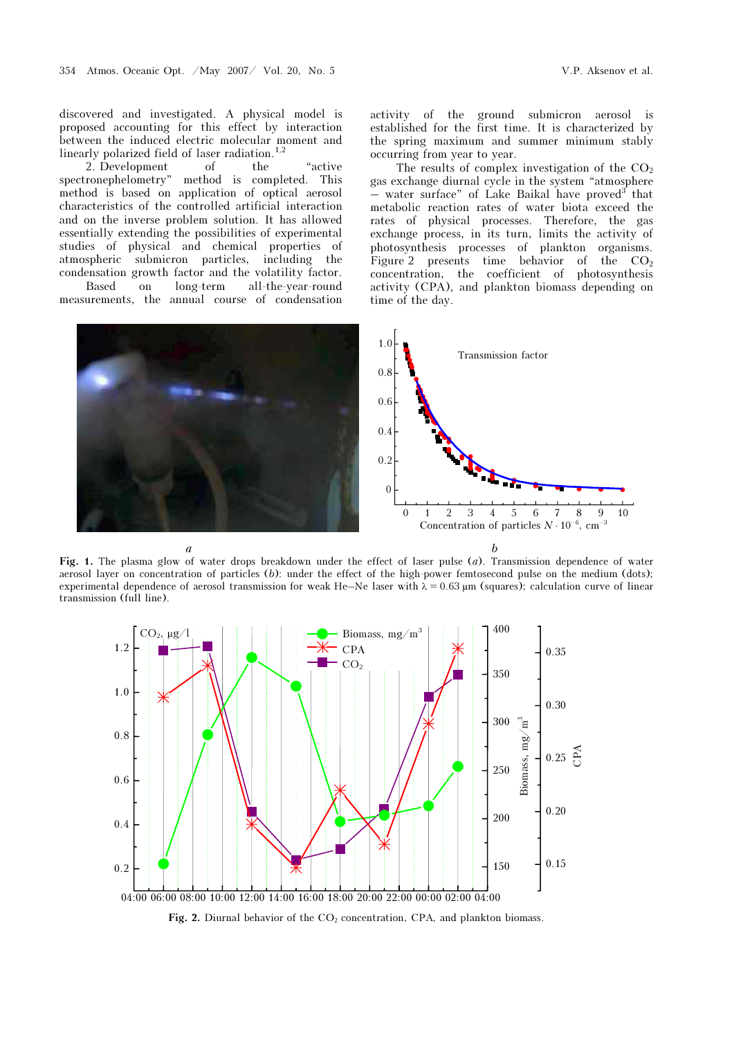discovered and investigated. A physical model is proposed accounting for this effect by interaction between the induced electric molecular moment and linearly polarized field of laser radiation.[1,2]

2. Development of the "active spectronephelometry" method is completed. This method is based on application of optical aerosol characteristics of the controlled artificial interaction and on the inverse problem solution. It has allowed essentially extending the possibilities of experimental studies of physical and chemical properties of atmospheric submicron particles, including the condensation growth factor and the volatility factor.

Based on long-term all-the-year-round measurements, the annual course of condensation activity of the ground submicron aerosol is established for the first time. It is characterized by the spring maximum and summer minimum stably occurring from year to year.

The results of complex investigation of the $CO_2$ gas exchange diurnal cycle in the system "atmosphere – water surface" of Lake Baikal have proved[3] that metabolic reaction rates of water biota exceed the rates of physical processes. Therefore, the gas exchange process, in its turn, limits the activity of photosynthesis processes of plankton organisms. Figure 2 presents time behavior of the $CO_2$ concentration, the coefficient of photosynthesis activity (CPA), and plankton biomass depending on time of the day.

**Fig. 1.** The plasma glow of water drops breakdown under the effect of laser pulse (*a*). Transmission dependence of water aerosol layer on concentration of particles (*b*): under the effect of the high-power femtosecond pulse on the medium (dots); experimental dependence of aerosol transmission for weak He–Ne laser with λ = 0.63 μm (squares); calculation curve of linear transmission (full line).

**Fig. 2.** Diurnal behavior of the $CO_2$ concentration, CPA, and plankton biomass.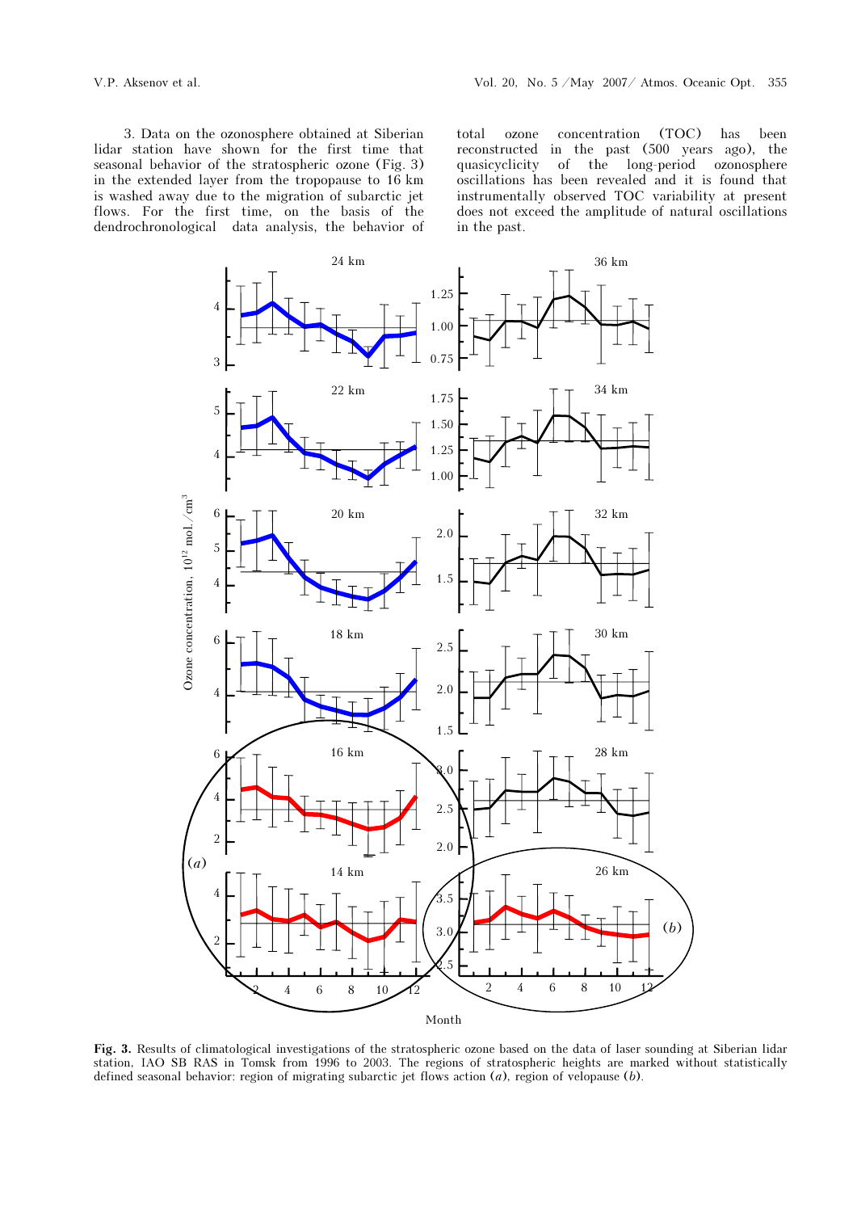3. Data on the ozonosphere obtained at Siberian lidar station have shown for the first time that seasonal behavior of the stratospheric ozone (Fig. 3) in the extended layer from the tropopause to 16 km is washed away due to the migration of subarctic jet flows. For the first time, on the basis of the dendrochronological data analysis, the behavior of total ozone concentration (TOC) has been reconstructed in the past (500 years ago), the quasicyclicity of the long-period ozonosphere oscillations has been revealed and it is found that instrumentally observed TOC variability at present does not exceed the amplitude of natural oscillations in the past.

**Fig. 3.** Results of climatological investigations of the stratospheric ozone based on the data of laser sounding at Siberian lidar station, IAO SB RAS in Tomsk from 1996 to 2003. The regions of stratospheric heights are marked without statistically defined seasonal behavior: region of migrating subarctic jet flows action (*a*), region of velopause (*b*).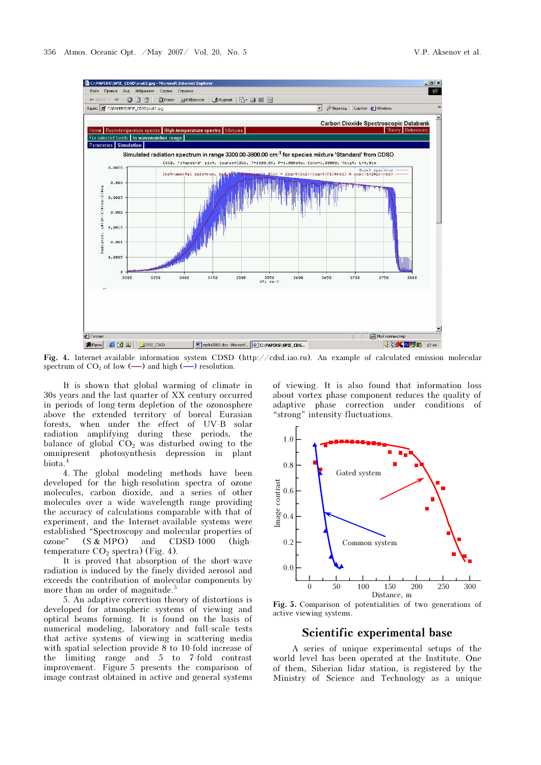**Fig. 4.** Internet-available information system CDSD (http://cdsd.iao.ru). An example of calculated emission molecular spectrum of $CO_2$ of low (—) and high (—) resolution.

It is shown that global warming of climate in 30s years and the last quarter of XX century occurred in periods of long-term depletion of the ozonosphere above the extended territory of boreal Eurasian forests, when under the effect of UV-B solar radiation amplifying during these periods, the balance of global $CO_2$ was disturbed owing to the omnipresent photosynthesis depression in plant biota.[4]

4. The global modeling methods have been developed for the high-resolution spectra of ozone molecules, carbon dioxide, and a series of other molecules over a wide wavelength range providing the accuracy of calculations comparable with that of experiment, and the Internet-available systems were established "Spectroscopy and molecular properties of ozone" (S & MPO) and CDSD-1000 (high-temperature $CO_2$ spectra) (Fig. 4).

It is proved that absorption of the short-wave radiation is induced by the finely divided aerosol and exceeds the contribution of molecular components by more than an order of magnitude.[5]

5. An adaptive correction theory of distortions is developed for atmospheric systems of viewing and optical beams forming. It is found on the basis of numerical modeling, laboratory and full-scale tests that active systems of viewing in scattering media with spatial selection provide 8 to 10-fold increase of the limiting range and 5 to 7-fold contrast improvement. Figure 5 presents the comparison of image contrast obtained in active and general systems of viewing. It is also found that information loss about vortex phase component reduces the quality of adaptive phase correction under conditions of "strong" intensity fluctuations.

**Fig. 5.** Comparison of potentialities of two generations of active viewing systems.

## Scientific experimental base

A series of unique experimental setups of the world level has been operated at the Institute. One of them, Siberian lidar station, is registered by the Ministry of Science and Technology as a unique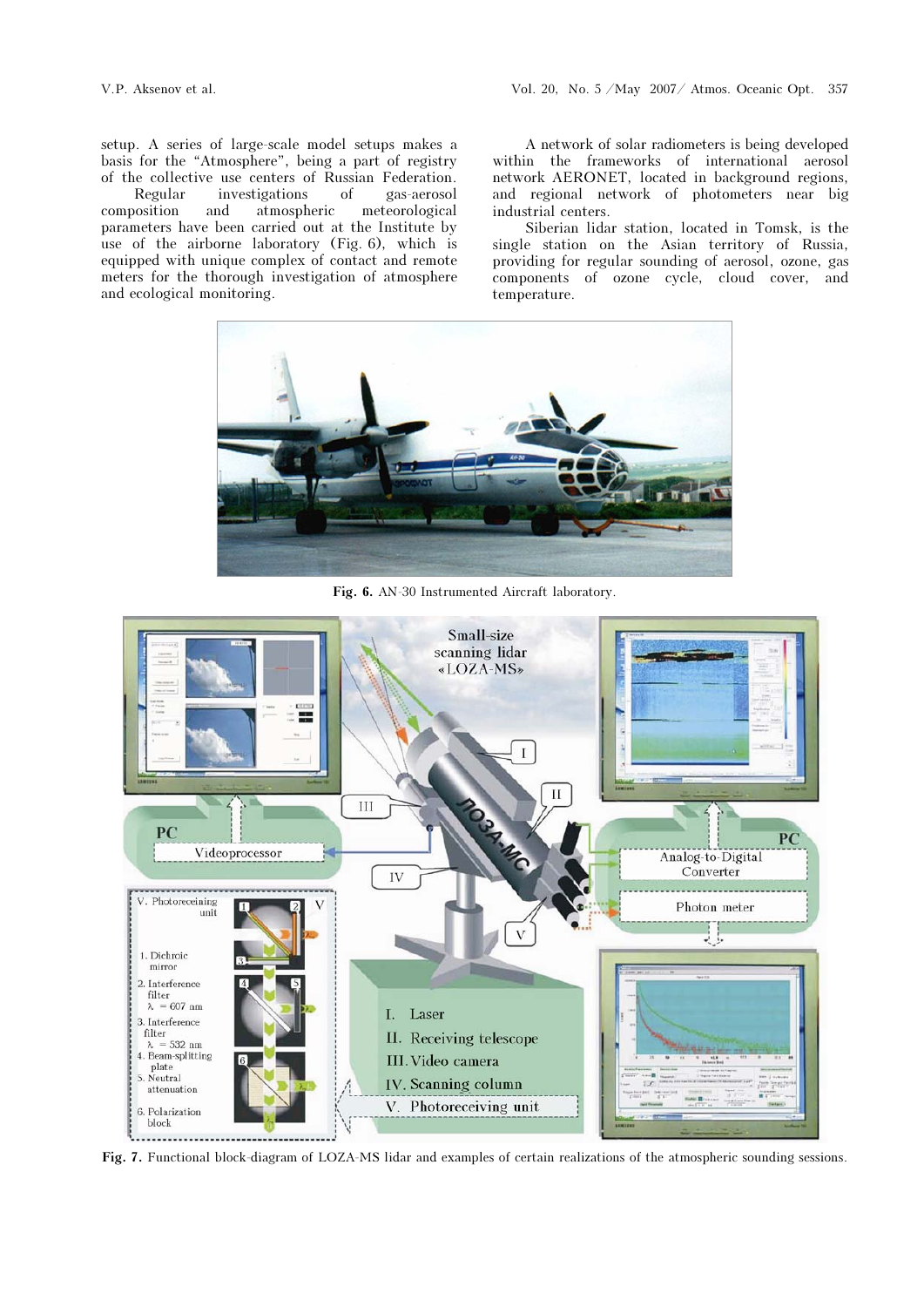setup. A series of large-scale model setups makes a basis for the "Atmosphere", being a part of registry of the collective use centers of Russian Federation.

Regular investigations of gas-aerosol composition and atmospheric meteorological parameters have been carried out at the Institute by use of the airborne laboratory (Fig. 6), which is equipped with unique complex of contact and remote meters for the thorough investigation of atmosphere and ecological monitoring.

A network of solar radiometers is being developed within the frameworks of international aerosol network AERONET, located in background regions, and regional network of photometers near big industrial centers.

Siberian lidar station, located in Tomsk, is the single station on the Asian territory of Russia, providing for regular sounding of aerosol, ozone, gas components of ozone cycle, cloud cover, and temperature.

**Fig. 6.** AN-30 Instrumented Aircraft laboratory.

**Fig. 7.** Functional block-diagram of LOZA-MS lidar and examples of certain realizations of the atmospheric sounding sessions.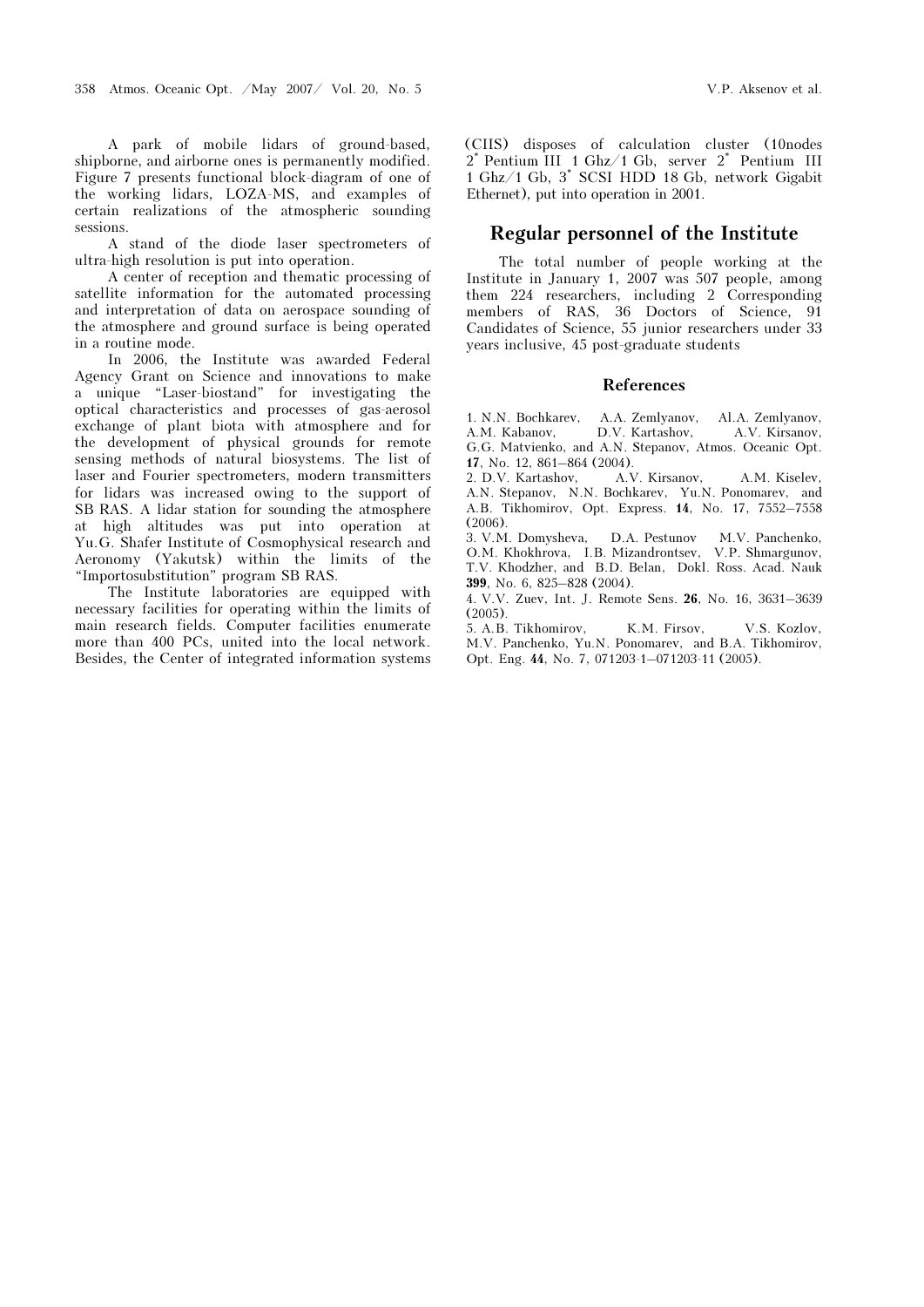A park of mobile lidars of ground-based, shipborne, and airborne ones is permanently modified. Figure 7 presents functional block-diagram of one of the working lidars, LOZA-MS, and examples of certain realizations of the atmospheric sounding sessions.

A stand of the diode laser spectrometers of ultra-high resolution is put into operation.

A center of reception and thematic processing of satellite information for the automated processing and interpretation of data on aerospace sounding of the atmosphere and ground surface is being operated in a routine mode.

In 2006, the Institute was awarded Federal Agency Grant on Science and innovations to make a unique "Laser-biostand" for investigating the optical characteristics and processes of gas-aerosol exchange of plant biota with atmosphere and for the development of physical grounds for remote sensing methods of natural biosystems. The list of laser and Fourier spectrometers, modern transmitters for lidars was increased owing to the support of SB RAS. A lidar station for sounding the atmosphere at high altitudes was put into operation at Yu.G. Shafer Institute of Cosmophysical research and Aeronomy (Yakutsk) within the limits of the "Importosubstitution" program SB RAS.

The Institute laboratories are equipped with necessary facilities for operating within the limits of main research fields. Computer facilities enumerate more than 400 PCs, united into the local network. Besides, the Center of integrated information systems (CIIS) disposes of calculation cluster (10nodes 2* Pentium III 1 Ghz/1 Gb, server 2* Pentium III 1 Ghz/1 Gb, 3* SCSI HDD 18 Gb, network Gigabit Ethernet), put into operation in 2001.

## Regular personnel of the Institute

The total number of people working at the Institute in January 1, 2007 was 507 people, among them 224 researchers, including 2 Corresponding members of RAS, 36 Doctors of Science, 91 Candidates of Science, 55 junior researchers under 33 years inclusive, 45 post-graduate students

### References

1. N.N. Bochkarev, A.A. Zemlyanov, Al.A. Zemlyanov, A.M. Kabanov, D.V. Kartashov, A.V. Kirsanov, G.G. Matvienko, and A.N. Stepanov, Atmos. Oceanic Opt. **17**, No. 12, 861–864 (2004).
2. D.V. Kartashov, A.V. Kirsanov, A.M. Kiselev, A.N. Stepanov, N.N. Bochkarev, Yu.N. Ponomarev, and A.B. Tikhomirov, Opt. Express. **14**, No. 17, 7552–7558 (2006).
3. V.M. Domysheva, D.A. Pestunov M.V. Panchenko, O.M. Khokhrova, I.B. Mizandrontsev, V.P. Shmargunov, T.V. Khodzher, and B.D. Belan, Dokl. Ross. Acad. Nauk **399**, No. 6, 825–828 (2004).
4. V.V. Zuev, Int. J. Remote Sens. **26**, No. 16, 3631–3639 (2005).
5. A.B. Tikhomirov, K.M. Firsov, V.S. Kozlov, M.V. Panchenko, Yu.N. Ponomarev, and B.A. Tikhomirov, Opt. Eng. **44**, No. 7, 071203-1–071203-11 (2005).